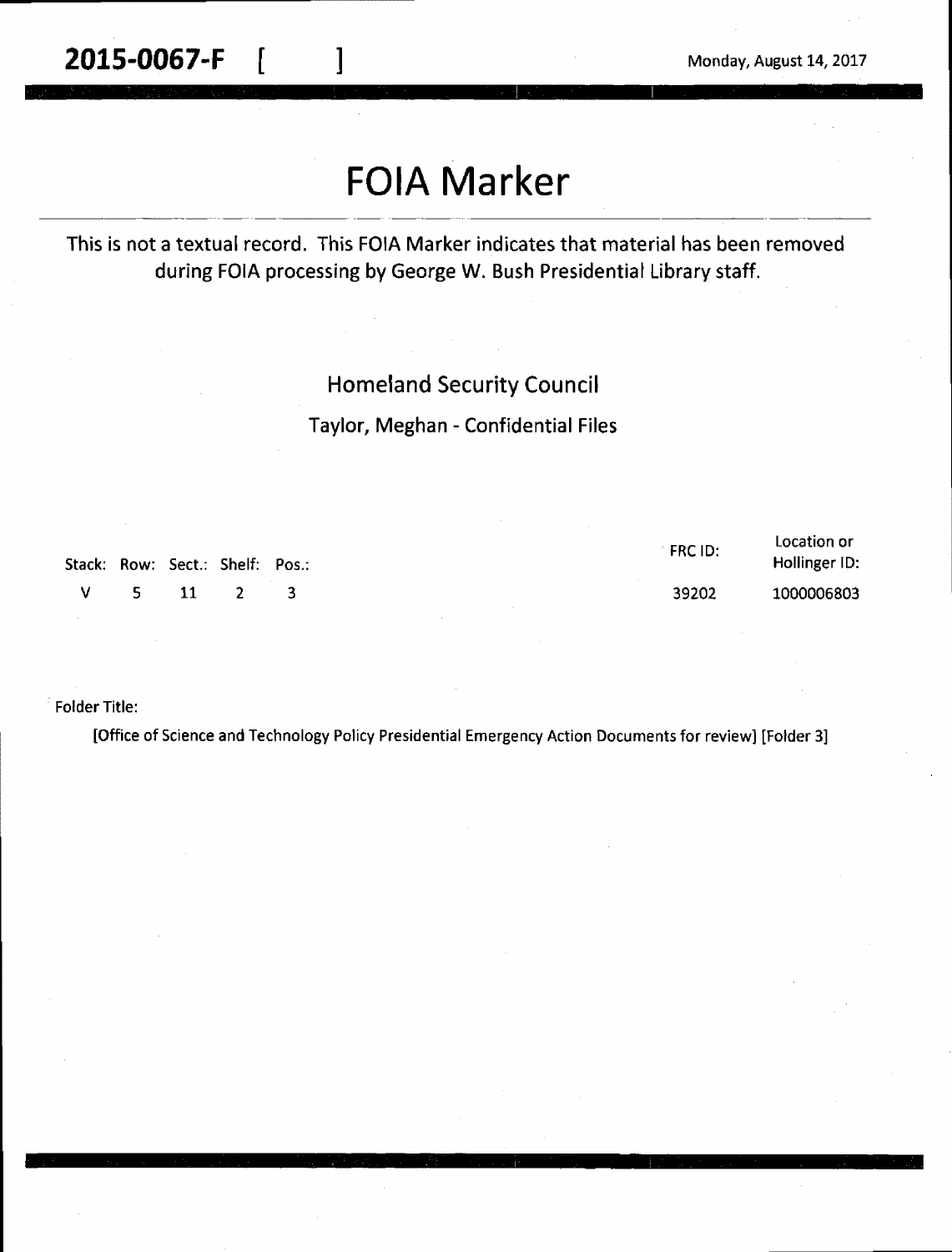**2015-0067-F** [ ] Monday, August 14, 2017

# FOIA Marker

This is not a textual record. This FOIA Marker indicates that material has been removed during FOIA processing by George W. Bush Presidential Library staff.

## Homeland Security Council

### Taylor, Meghan - Confidential Files

| Stack: | Row: | Sect.: | Shelf: | Pos.: | FRC ID: | Location or Hollinger ID: |
|---|---|---|---|---|---|---|
| V | 5 | 11 | 2 | 3 | 39202 | 1000006803 |

Folder Title:

[Office of Science and Technology Policy Presidential Emergency Action Documents for review] [Folder 3]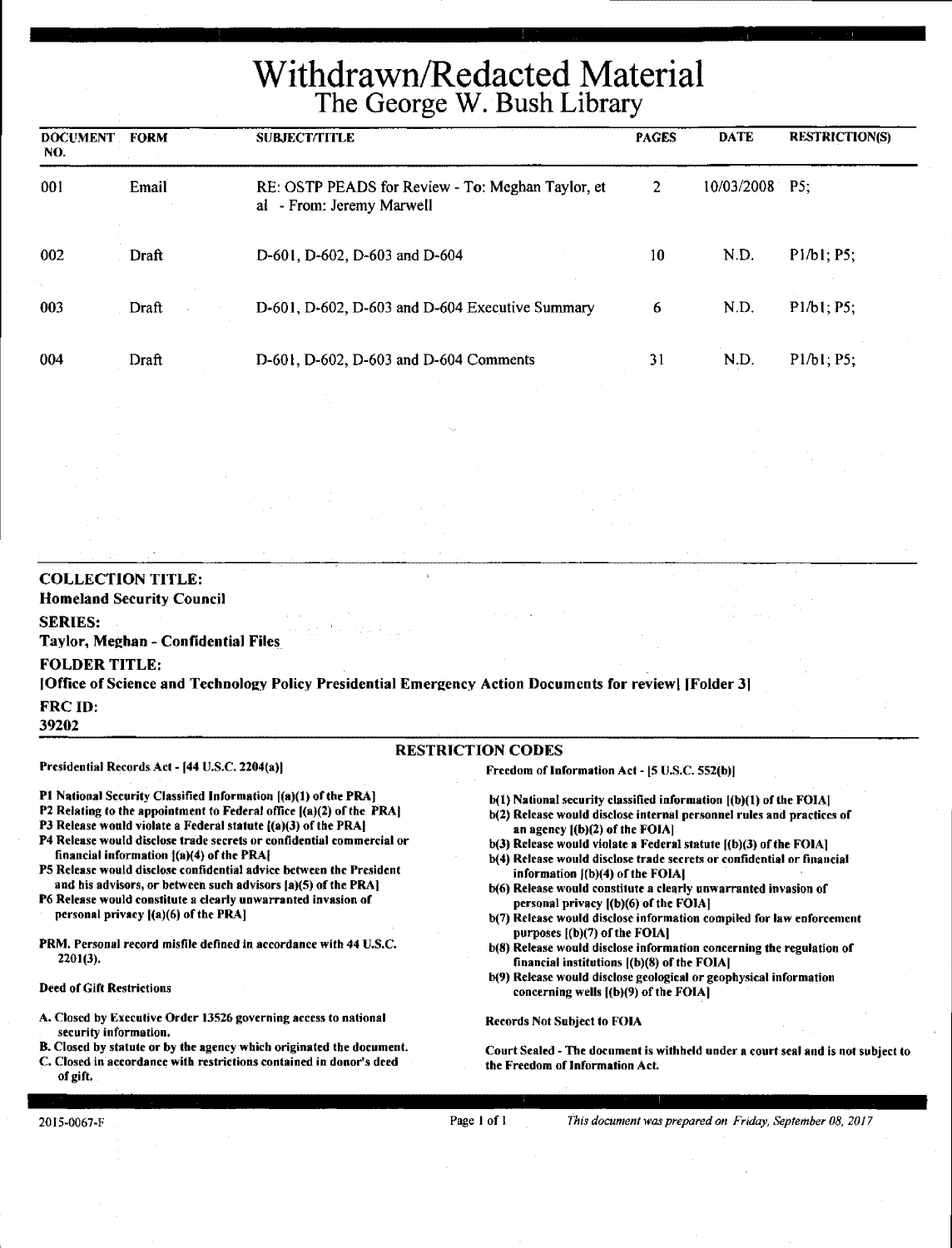# Withdrawn/Redacted Material
## The George W. Bush Library

| DOCUMENT NO. | FORM | SUBJECT/TITLE | PAGES | DATE | RESTRICTION(S) |
|---|---|---|---|---|---|
| 001 | Email | RE: OSTP PEADS for Review - To: Meghan Taylor, et al - From: Jeremy Marwell | 2 | 10/03/2008 | P5; |
| 002 | Draft | D-601, D-602, D-603 and D-604 | 10 | N.D. | P1/b1; P5; |
| 003 | Draft | D-601, D-602, D-603 and D-604 Executive Summary | 6 | N.D. | P1/b1; P5; |
| 004 | Draft | D-601, D-602, D-603 and D-604 Comments | 31 | N.D. | P1/b1; P5; |

**COLLECTION TITLE:**
Homeland Security Council

**SERIES:**
Taylor, Meghan - Confidential Files

**FOLDER TITLE:**
[Office of Science and Technology Policy Presidential Emergency Action Documents for review] [Folder 3]

**FRC ID:**
39202

### RESTRICTION CODES

**Presidential Records Act - [44 U.S.C. 2204(a)]**

- P1 National Security Classified Information [(a)(1) of the PRA]
- P2 Relating to the appointment to Federal office [(a)(2) of the PRA]
- P3 Release would violate a Federal statute [(a)(3) of the PRA]
- P4 Release would disclose trade secrets or confidential commercial or financial information [(a)(4) of the PRA]
- P5 Release would disclose confidential advice between the President and his advisors, or between such advisors [a)(5) of the PRA]
- P6 Release would constitute a clearly unwarranted invasion of personal privacy [(a)(6) of the PRA]

PRM. Personal record misfile defined in accordance with 44 U.S.C. 2201(3).

**Deed of Gift Restrictions**

- A. Closed by Executive Order 13526 governing access to national security information.
- B. Closed by statute or by the agency which originated the document.
- C. Closed in accordance with restrictions contained in donor's deed of gift.

**Freedom of Information Act - [5 U.S.C. 552(b)]**

- b(1) National security classified information [(b)(1) of the FOIA]
- b(2) Release would disclose internal personnel rules and practices of an agency [(b)(2) of the FOIA]
- b(3) Release would violate a Federal statute [(b)(3) of the FOIA]
- b(4) Release would disclose trade secrets or confidential or financial information [(b)(4) of the FOIA]
- b(6) Release would constitute a clearly unwarranted invasion of personal privacy [(b)(6) of the FOIA]
- b(7) Release would disclose information compiled for law enforcement purposes [(b)(7) of the FOIA]
- b(8) Release would disclose information concerning the regulation of financial institutions [(b)(8) of the FOIA]
- b(9) Release would disclose geological or geophysical information concerning wells [(b)(9) of the FOIA]

**Records Not Subject to FOIA**

Court Sealed - The document is withheld under a court seal and is not subject to the Freedom of Information Act.

2015-0067-F

*This document was prepared on Friday, September 08, 2017*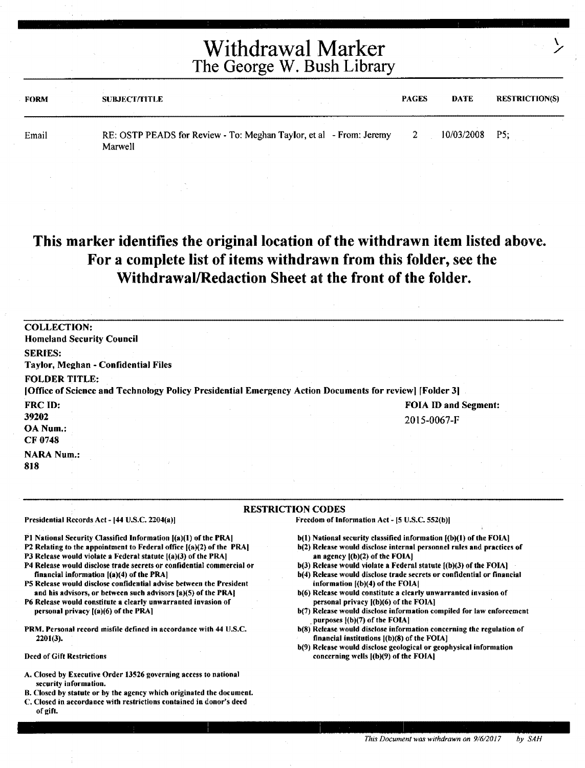# Withdrawal Marker
## The George W. Bush Library

| FORM | SUBJECT/TITLE | PAGES | DATE | RESTRICTION(S) |
|---|---|---|---|---|
| Email | RE: OSTP PEADS for Review - To: Meghan Taylor, et al - From: Jeremy Marwell | 2 | 10/03/2008 | P5; |

**This marker identifies the original location of the withdrawn item listed above. For a complete list of items withdrawn from this folder, see the Withdrawal/Redaction Sheet at the front of the folder.**

**COLLECTION:**
**Homeland Security Council**

**SERIES:**
**Taylor, Meghan - Confidential Files**

**FOLDER TITLE:**
**[Office of Science and Technology Policy Presidential Emergency Action Documents for review] [Folder 3]**

**FRC ID:**
**39202**

**OA Num.:**
**CF 0748**

**NARA Num.:**
**818**

**FOIA ID and Segment:**
2015-0067-F

**RESTRICTION CODES**

Presidential Records Act - [44 U.S.C. 2204(a)]

- P1 National Security Classified Information [(a)(1) of the PRA]
- P2 Relating to the appointment to Federal office [(a)(2) of the PRA]
- P3 Release would violate a Federal statute [(a)(3) of the PRA]
- P4 Release would disclose trade secrets or confidential commercial or financial information [(a)(4) of the PRA]
- P5 Release would disclose confidential advise between the President and his advisors, or between such advisors [a)(5) of the PRA]
- P6 Release would constitute a clearly unwarranted invasion of personal privacy [(a)(6) of the PRA]

PRM. Personal record misfile defined in accordance with 44 U.S.C. 2201(3).

Deed of Gift Restrictions

- A. Closed by Executive Order 13526 governing access to national security information.
- B. Closed by statute or by the agency which originated the document.
- C. Closed in accordance with restrictions contained in donor's deed of gift.

Freedom of Information Act - [5 U.S.C. 552(b)]

- b(1) National security classified information [(b)(1) of the FOIA]
- b(2) Release would disclose internal personnel rules and practices of an agency [(b)(2) of the FOIA]
- b(3) Release would violate a Federal statute [(b)(3) of the FOIA]
- b(4) Release would disclose trade secrets or confidential or financial information [(b)(4) of the FOIA]
- b(6) Release would constitute a clearly unwarranted invasion of personal privacy [(b)(6) of the FOIA]
- b(7) Release would disclose information compiled for law enforcement purposes [(b)(7) of the FOIA]
- b(8) Release would disclose information concerning the regulation of financial institutions [(b)(8) of the FOIA]
- b(9) Release would disclose geological or geophysical information concerning wells [(b)(9) of the FOIA]

*This Document was withdrawn on 9/6/2017 by SAH*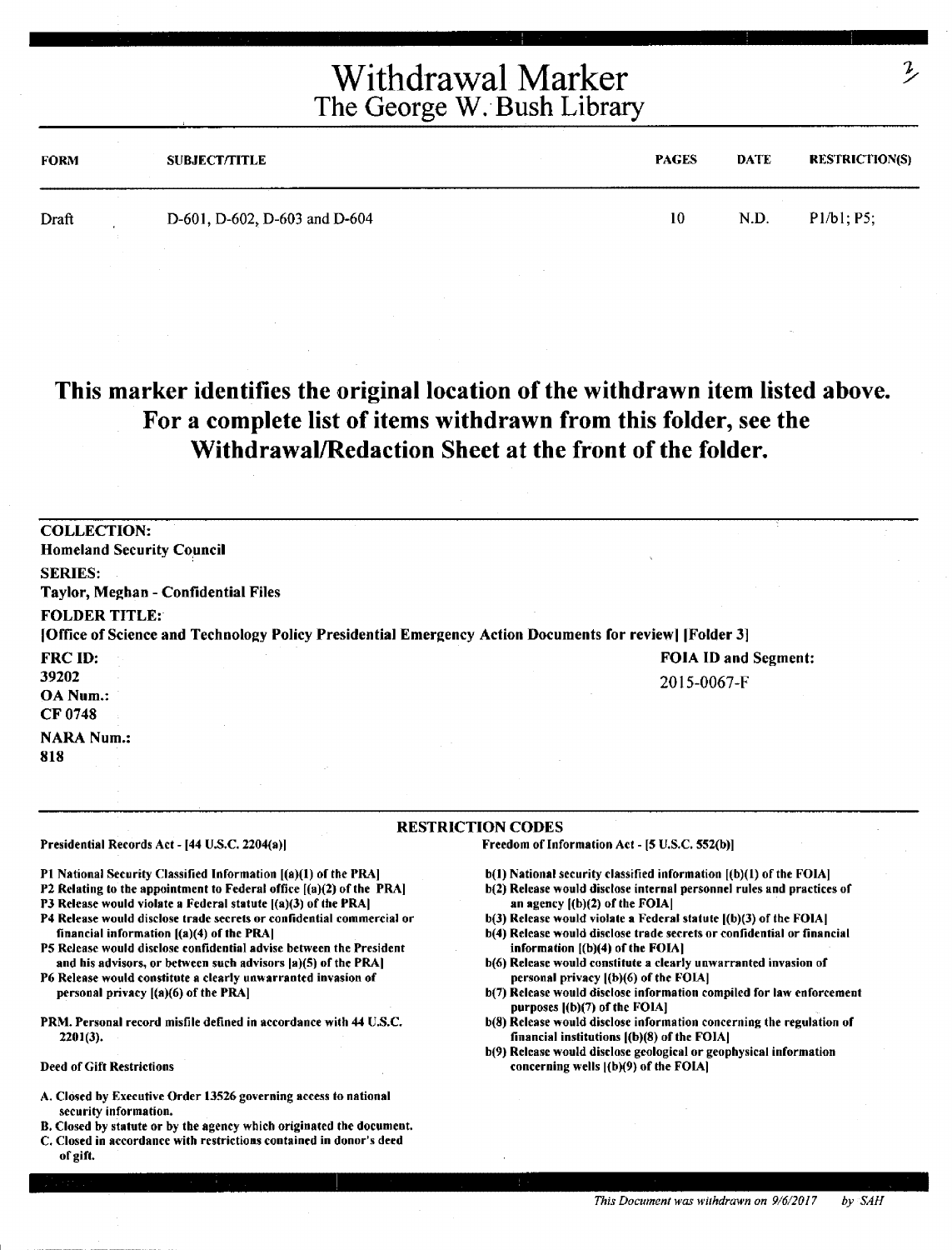# Withdrawal Marker
## The George W. Bush Library

| FORM | SUBJECT/TITLE | PAGES | DATE | RESTRICTION(S) |
|---|---|---|---|---|
| Draft | D-601, D-602, D-603 and D-604 | 10 | N.D. | P1/b1; P5; |

## This marker identifies the original location of the withdrawn item listed above. For a complete list of items withdrawn from this folder, see the Withdrawal/Redaction Sheet at the front of the folder.

**COLLECTION:**
**Homeland Security Council**

**SERIES:**
**Taylor, Meghan - Confidential Files**

**FOLDER TITLE:**
**[Office of Science and Technology Policy Presidential Emergency Action Documents for review] [Folder 3]**

**FRC ID:**
**39202**

**OA Num.:**
**CF 0748**

**NARA Num.:**
**818**

**FOIA ID and Segment:**
2015-0067-F

### RESTRICTION CODES

**Presidential Records Act - [44 U.S.C. 2204(a)]**

P1 National Security Classified Information [(a)(1) of the PRA]
P2 Relating to the appointment to Federal office [(a)(2) of the PRA]
P3 Release would violate a Federal statute [(a)(3) of the PRA]
P4 Release would disclose trade secrets or confidential commercial or financial information [(a)(4) of the PRA]
P5 Release would disclose confidential advise between the President and his advisors, or between such advisors [a)(5) of the PRA]
P6 Release would constitute a clearly unwarranted invasion of personal privacy [(a)(6) of the PRA]

PRM. Personal record misfile defined in accordance with 44 U.S.C. 2201(3).

**Deed of Gift Restrictions**

A. Closed by Executive Order 13526 governing access to national security information.
B. Closed by statute or by the agency which originated the document.
C. Closed in accordance with restrictions contained in donor's deed of gift.

**Freedom of Information Act - [5 U.S.C. 552(b)]**

b(1) National security classified information [(b)(1) of the FOIA]
b(2) Release would disclose internal personnel rules and practices of an agency [(b)(2) of the FOIA]
b(3) Release would violate a Federal statute [(b)(3) of the FOIA]
b(4) Release would disclose trade secrets or confidential or financial information [(b)(4) of the FOIA]
b(6) Release would constitute a clearly unwarranted invasion of personal privacy [(b)(6) of the FOIA]
b(7) Release would disclose information compiled for law enforcement purposes [(b)(7) of the FOIA]
b(8) Release would disclose information concerning the regulation of financial institutions [(b)(8) of the FOIA]
b(9) Release would disclose geological or geophysical information concerning wells [(b)(9) of the FOIA]

*This Document was withdrawn on 9/6/2017 by SAH*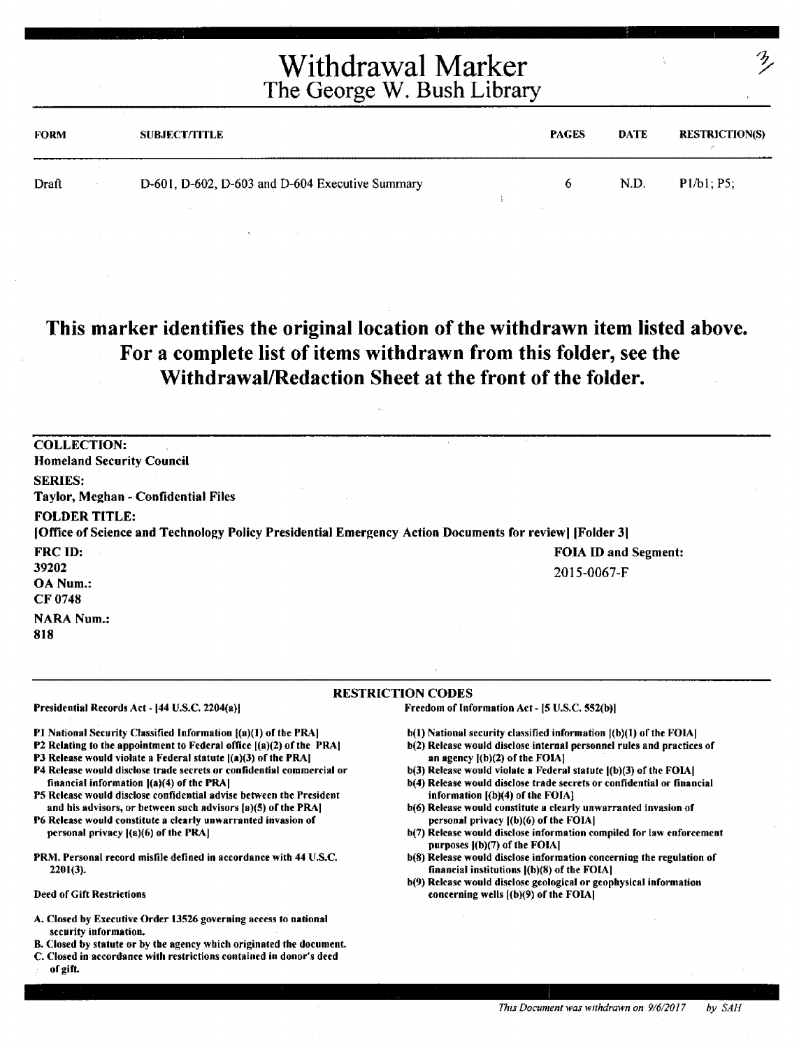# Withdrawal Marker
## The George W. Bush Library

3

| FORM | SUBJECT/TITLE | PAGES | DATE | RESTRICTION(S) |
|---|---|---|---|---|
| Draft | D-601, D-602, D-603 and D-604 Executive Summary | 6 | N.D. | P1/b1; P5; |

**This marker identifies the original location of the withdrawn item listed above. For a complete list of items withdrawn from this folder, see the Withdrawal/Redaction Sheet at the front of the folder.**

**COLLECTION:**
Homeland Security Council

**SERIES:**
Taylor, Meghan - Confidential Files

**FOLDER TITLE:**
[Office of Science and Technology Policy Presidential Emergency Action Documents for review] [Folder 3]

**FRC ID:**
39202

**OA Num.:**
CF 0748

**NARA Num.:**
818

**FOIA ID and Segment:**
2015-0067-F

### RESTRICTION CODES

**Presidential Records Act - [44 U.S.C. 2204(a)]**

P1 National Security Classified Information [(a)(1) of the PRA]
P2 Relating to the appointment to Federal office [(a)(2) of the PRA]
P3 Release would violate a Federal statute [(a)(3) of the PRA]
P4 Release would disclose trade secrets or confidential commercial or financial information [(a)(4) of the PRA]
P5 Release would disclose confidential advise between the President and his advisors, or between such advisors [a)(5) of the PRA]
P6 Release would constitute a clearly unwarranted invasion of personal privacy [(a)(6) of the PRA]

PRM. Personal record misfile defined in accordance with 44 U.S.C. 2201(3).

Deed of Gift Restrictions

A. Closed by Executive Order 13526 governing access to national security information.
B. Closed by statute or by the agency which originated the document.
C. Closed in accordance with restrictions contained in donor's deed of gift.

**Freedom of Information Act - [5 U.S.C. 552(b)]**

b(1) National security classified information [(b)(1) of the FOIA]
b(2) Release would disclose internal personnel rules and practices of an agency [(b)(2) of the FOIA]
b(3) Release would violate a Federal statute [(b)(3) of the FOIA]
b(4) Release would disclose trade secrets or confidential or financial information [(b)(4) of the FOIA]
b(6) Release would constitute a clearly unwarranted invasion of personal privacy [(b)(6) of the FOIA]
b(7) Release would disclose information compiled for law enforcement purposes [(b)(7) of the FOIA]
b(8) Release would disclose information concerning the regulation of financial institutions [(b)(8) of the FOIA]
b(9) Release would disclose geological or geophysical information concerning wells [(b)(9) of the FOIA]

*This Document was withdrawn on 9/6/2017 by SAH*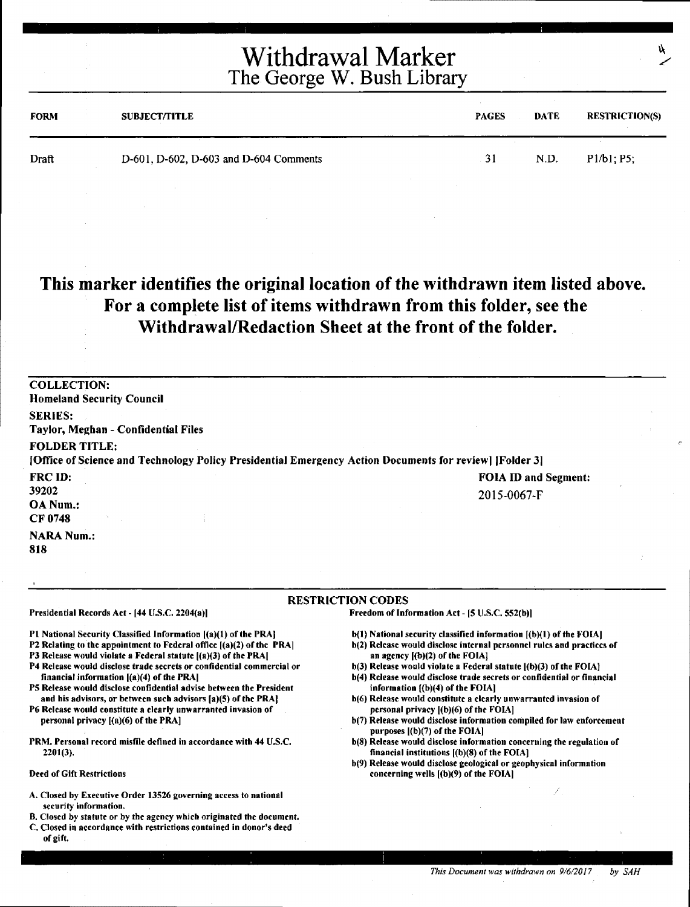# Withdrawal Marker
## The George W. Bush Library

| FORM | SUBJECT/TITLE | PAGES | DATE | RESTRICTION(S) |
|---|---|---|---|---|
| Draft | D-601, D-602, D-603 and D-604 Comments | 31 | N.D. | P1/b1; P5; |

## This marker identifies the original location of the withdrawn item listed above. For a complete list of items withdrawn from this folder, see the Withdrawal/Redaction Sheet at the front of the folder.

**COLLECTION:**
Homeland Security Council

**SERIES:**
Taylor, Meghan - Confidential Files

**FOLDER TITLE:**
[Office of Science and Technology Policy Presidential Emergency Action Documents for review] [Folder 3]

**FRC ID:**
39202

**FOIA ID and Segment:**
2015-0067-F

**OA Num.:**
CF 0748

**NARA Num.:**
818

### RESTRICTION CODES

**Presidential Records Act - [44 U.S.C. 2204(a)]**

P1 National Security Classified Information [(a)(1) of the PRA]
P2 Relating to the appointment to Federal office [(a)(2) of the PRA]
P3 Release would violate a Federal statute [(a)(3) of the PRA]
P4 Release would disclose trade secrets or confidential commercial or financial information [(a)(4) of the PRA]
P5 Release would disclose confidential advise between the President and his advisors, or between such advisors [a)(5) of the PRA]
P6 Release would constitute a clearly unwarranted invasion of personal privacy [(a)(6) of the PRA]

PRM. Personal record misfile defined in accordance with 44 U.S.C. 2201(3).

**Deed of Gift Restrictions**

A. Closed by Executive Order 13526 governing access to national security information.
B. Closed by statute or by the agency which originated the document.
C. Closed in accordance with restrictions contained in donor's deed of gift.

**Freedom of Information Act - [5 U.S.C. 552(b)]**

b(1) National security classified information [(b)(1) of the FOIA]
b(2) Release would disclose internal personnel rules and practices of an agency [(b)(2) of the FOIA]
b(3) Release would violate a Federal statute [(b)(3) of the FOIA]
b(4) Release would disclose trade secrets or confidential or financial information [(b)(4) of the FOIA]
b(6) Release would constitute a clearly unwarranted invasion of personal privacy [(b)(6) of the FOIA]
b(7) Release would disclose information compiled for law enforcement purposes [(b)(7) of the FOIA]
b(8) Release would disclose information concerning the regulation of financial institutions [(b)(8) of the FOIA]
b(9) Release would disclose geological or geophysical information concerning wells [(b)(9) of the FOIA]

*This Document was withdrawn on 9/6/2017 by SAH*